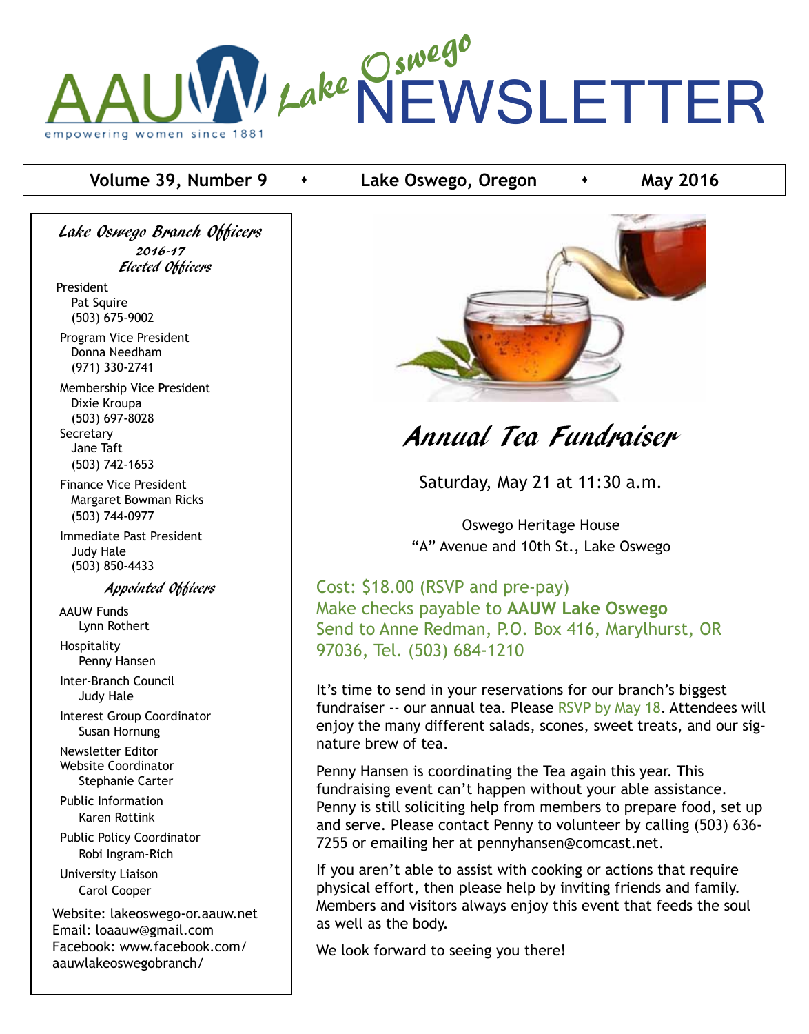# AAUW Lake Oswego NEWSLETTER

empowering women since 1881

**Volume 39, Number 9 • Lake Oswego, Oregon • May 2016**

## *Annual Tea Fundraiser*

Saturday, May 21 at 11:30 a.m.

Oswego Heritage House
"A" Avenue and 10th St., Lake Oswego

Cost: $18.00 (RSVP and pre-pay)
Make checks payable to **AAUW Lake Oswego**
Send to Anne Redman, P.O. Box 416, Marylhurst, OR 97036, Tel. (503) 684-1210

It's time to send in your reservations for our branch's biggest fundraiser -- our annual tea. Please RSVP by May 18. Attendees will enjoy the many different salads, scones, sweet treats, and our signature brew of tea.

Penny Hansen is coordinating the Tea again this year. This fundraising event can't happen without your able assistance. Penny is still soliciting help from members to prepare food, set up and serve. Please contact Penny to volunteer by calling (503) 636-7255 or emailing her at pennyhansen@comcast.net.

If you aren't able to assist with cooking or actions that require physical effort, then please help by inviting friends and family. Members and visitors always enjoy this event that feeds the soul as well as the body.

We look forward to seeing you there!

### *Lake Oswego Branch Officers*

**2016-17**

#### *Elected Officers*

President
Pat Squire
(503) 675-9002

Program Vice President
Donna Needham
(971) 330-2741

Membership Vice President
Dixie Kroupa
(503) 697-8028

Secretary
Jane Taft
(503) 742-1653

Finance Vice President
Margaret Bowman Ricks
(503) 744-0977

Immediate Past President
Judy Hale
(503) 850-4433

#### *Appointed Officers*

AAUW Funds
Lynn Rothert

Hospitality
Penny Hansen

Inter-Branch Council
Judy Hale

Interest Group Coordinator
Susan Hornung

Newsletter Editor
Website Coordinator
Stephanie Carter

Public Information
Karen Rottink

Public Policy Coordinator
Robi Ingram-Rich

University Liaison
Carol Cooper

Website: lakeoswego-or.aauw.net
Email: loaauw@gmail.com
Facebook: www.facebook.com/aauwlakeoswegobranch/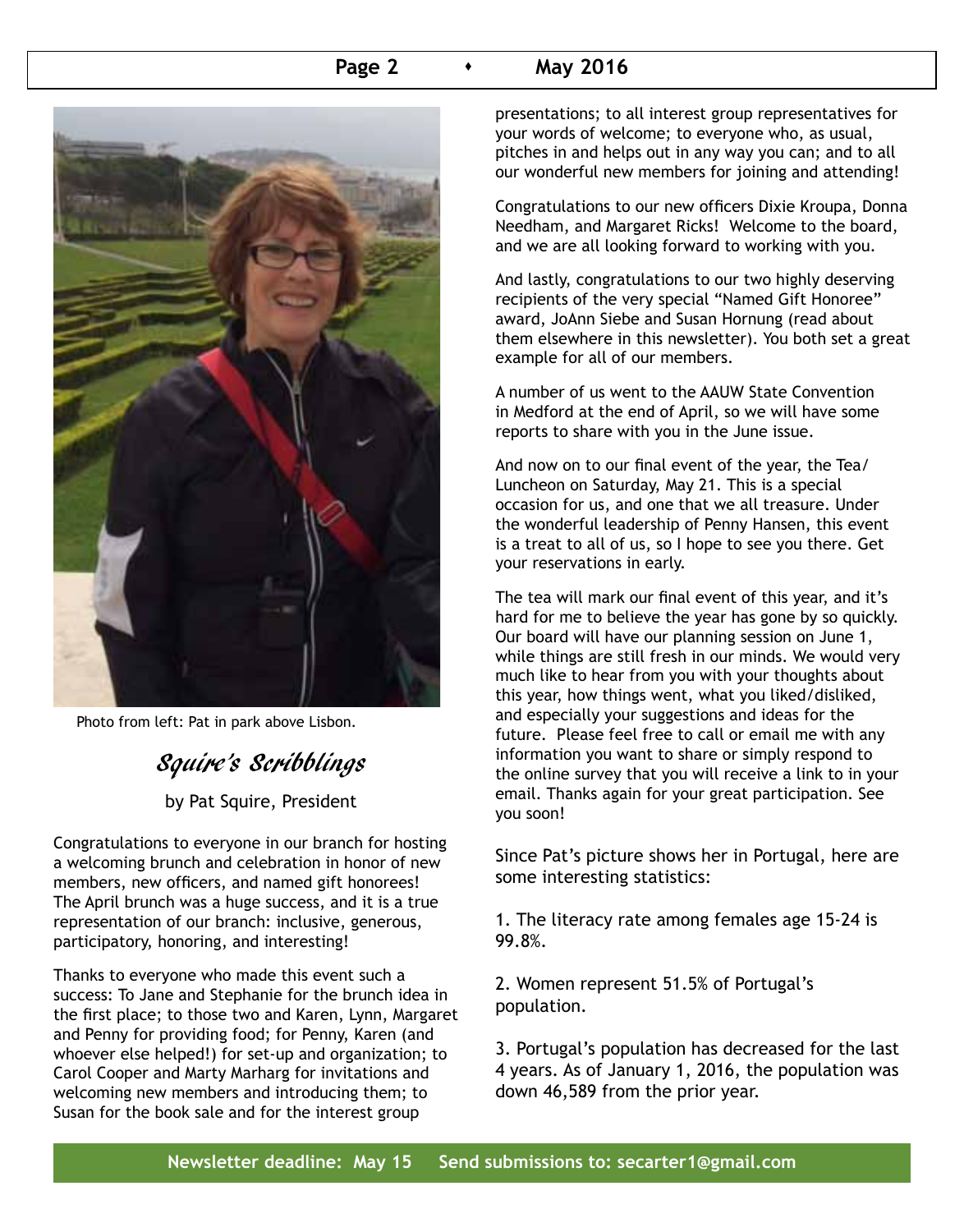Photo from left: Pat in park above Lisbon.

## *Squire's Scribblings*

by Pat Squire, President

Congratulations to everyone in our branch for hosting a welcoming brunch and celebration in honor of new members, new officers, and named gift honorees! The April brunch was a huge success, and it is a true representation of our branch: inclusive, generous, participatory, honoring, and interesting!

Thanks to everyone who made this event such a success: To Jane and Stephanie for the brunch idea in the first place; to those two and Karen, Lynn, Margaret and Penny for providing food; for Penny, Karen (and whoever else helped!) for set-up and organization; to Carol Cooper and Marty Marharg for invitations and welcoming new members and introducing them; to Susan for the book sale and for the interest group presentations; to all interest group representatives for your words of welcome; to everyone who, as usual, pitches in and helps out in any way you can; and to all our wonderful new members for joining and attending!

Congratulations to our new officers Dixie Kroupa, Donna Needham, and Margaret Ricks! Welcome to the board, and we are all looking forward to working with you.

And lastly, congratulations to our two highly deserving recipients of the very special "Named Gift Honoree" award, JoAnn Siebe and Susan Hornung (read about them elsewhere in this newsletter). You both set a great example for all of our members.

A number of us went to the AAUW State Convention in Medford at the end of April, so we will have some reports to share with you in the June issue.

And now on to our final event of the year, the Tea/ Luncheon on Saturday, May 21. This is a special occasion for us, and one that we all treasure. Under the wonderful leadership of Penny Hansen, this event is a treat to all of us, so I hope to see you there. Get your reservations in early.

The tea will mark our final event of this year, and it's hard for me to believe the year has gone by so quickly. Our board will have our planning session on June 1, while things are still fresh in our minds. We would very much like to hear from you with your thoughts about this year, how things went, what you liked/disliked, and especially your suggestions and ideas for the future. Please feel free to call or email me with any information you want to share or simply respond to the online survey that you will receive a link to in your email. Thanks again for your great participation. See you soon!

Since Pat's picture shows her in Portugal, here are some interesting statistics:

1. The literacy rate among females age 15-24 is 99.8%.

2. Women represent 51.5% of Portugal's population.

3. Portugal's population has decreased for the last 4 years. As of January 1, 2016, the population was down 46,589 from the prior year.

**Newsletter deadline: May 15 Send submissions to: secarter1@gmail.com**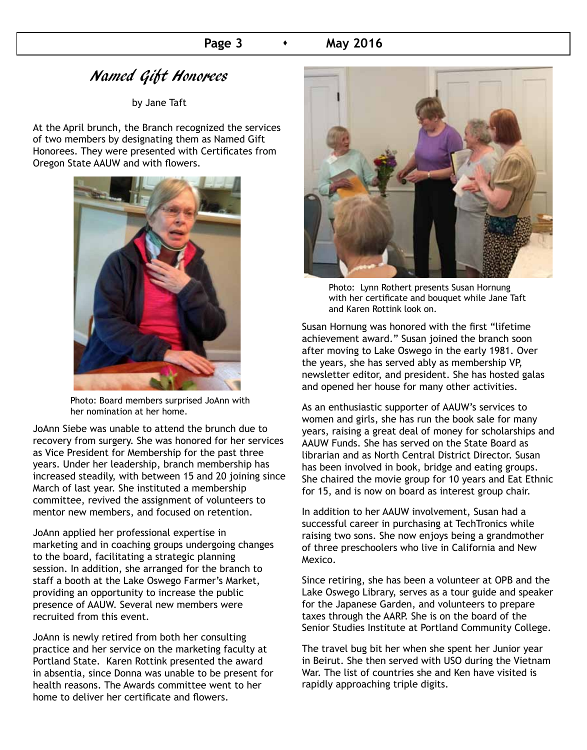## *Named Gift Honorees*

by Jane Taft

At the April brunch, the Branch recognized the services of two members by designating them as Named Gift Honorees. They were presented with Certificates from Oregon State AAUW and with flowers.

Photo: Board members surprised JoAnn with her nomination at her home.

JoAnn Siebe was unable to attend the brunch due to recovery from surgery. She was honored for her services as Vice President for Membership for the past three years. Under her leadership, branch membership has increased steadily, with between 15 and 20 joining since March of last year. She instituted a membership committee, revived the assignment of volunteers to mentor new members, and focused on retention.

JoAnn applied her professional expertise in marketing and in coaching groups undergoing changes to the board, facilitating a strategic planning session. In addition, she arranged for the branch to staff a booth at the Lake Oswego Farmer's Market, providing an opportunity to increase the public presence of AAUW. Several new members were recruited from this event.

JoAnn is newly retired from both her consulting practice and her service on the marketing faculty at Portland State. Karen Rottink presented the award in absentia, since Donna was unable to be present for health reasons. The Awards committee went to her home to deliver her certificate and flowers.

Photo: Lynn Rothert presents Susan Hornung with her certificate and bouquet while Jane Taft and Karen Rottink look on.

Susan Hornung was honored with the first "lifetime achievement award." Susan joined the branch soon after moving to Lake Oswego in the early 1981. Over the years, she has served ably as membership VP, newsletter editor, and president. She has hosted galas and opened her house for many other activities.

As an enthusiastic supporter of AAUW's services to women and girls, she has run the book sale for many years, raising a great deal of money for scholarships and AAUW Funds. She has served on the State Board as librarian and as North Central District Director. Susan has been involved in book, bridge and eating groups. She chaired the movie group for 10 years and Eat Ethnic for 15, and is now on board as interest group chair.

In addition to her AAUW involvement, Susan had a successful career in purchasing at TechTronics while raising two sons. She now enjoys being a grandmother of three preschoolers who live in California and New Mexico.

Since retiring, she has been a volunteer at OPB and the Lake Oswego Library, serves as a tour guide and speaker for the Japanese Garden, and volunteers to prepare taxes through the AARP. She is on the board of the Senior Studies Institute at Portland Community College.

The travel bug bit her when she spent her Junior year in Beirut. She then served with USO during the Vietnam War. The list of countries she and Ken have visited is rapidly approaching triple digits.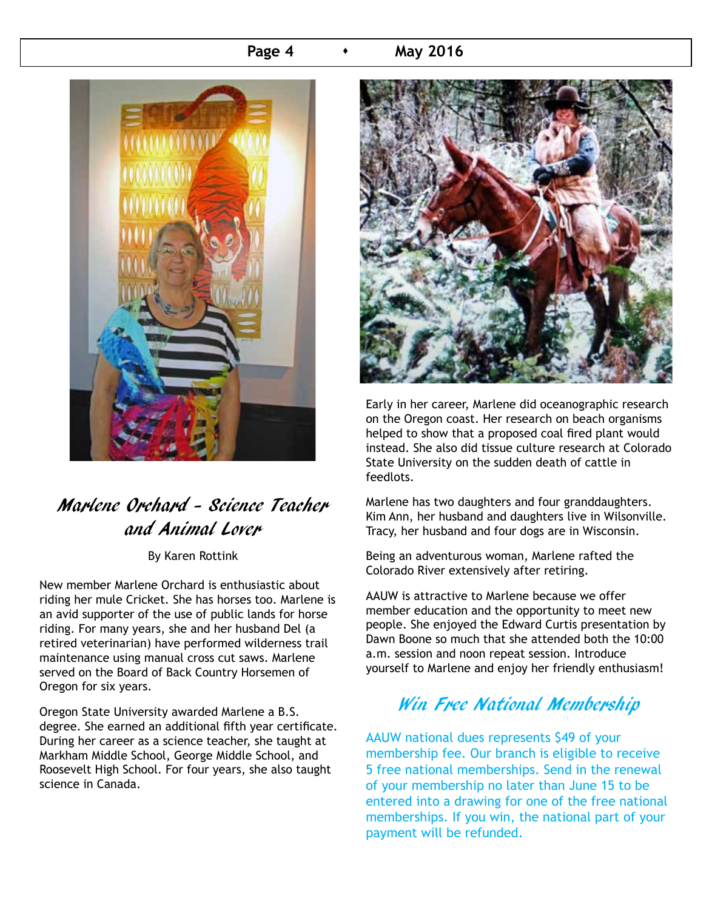## Marlene Orchard - Science Teacher and Animal Lover

By Karen Rottink

New member Marlene Orchard is enthusiastic about riding her mule Cricket. She has horses too. Marlene is an avid supporter of the use of public lands for horse riding. For many years, she and her husband Del (a retired veterinarian) have performed wilderness trail maintenance using manual cross cut saws. Marlene served on the Board of Back Country Horsemen of Oregon for six years.

Oregon State University awarded Marlene a B.S. degree. She earned an additional fifth year certificate. During her career as a science teacher, she taught at Markham Middle School, George Middle School, and Roosevelt High School. For four years, she also taught science in Canada.

Early in her career, Marlene did oceanographic research on the Oregon coast. Her research on beach organisms helped to show that a proposed coal fired plant would instead. She also did tissue culture research at Colorado State University on the sudden death of cattle in feedlots.

Marlene has two daughters and four granddaughters. Kim Ann, her husband and daughters live in Wilsonville. Tracy, her husband and four dogs are in Wisconsin.

Being an adventurous woman, Marlene rafted the Colorado River extensively after retiring.

AAUW is attractive to Marlene because we offer member education and the opportunity to meet new people. She enjoyed the Edward Curtis presentation by Dawn Boone so much that she attended both the 10:00 a.m. session and noon repeat session. Introduce yourself to Marlene and enjoy her friendly enthusiasm!

## Win Free National Membership

AAUW national dues represents $49 of your membership fee. Our branch is eligible to receive 5 free national memberships. Send in the renewal of your membership no later than June 15 to be entered into a drawing for one of the free national memberships. If you win, the national part of your payment will be refunded.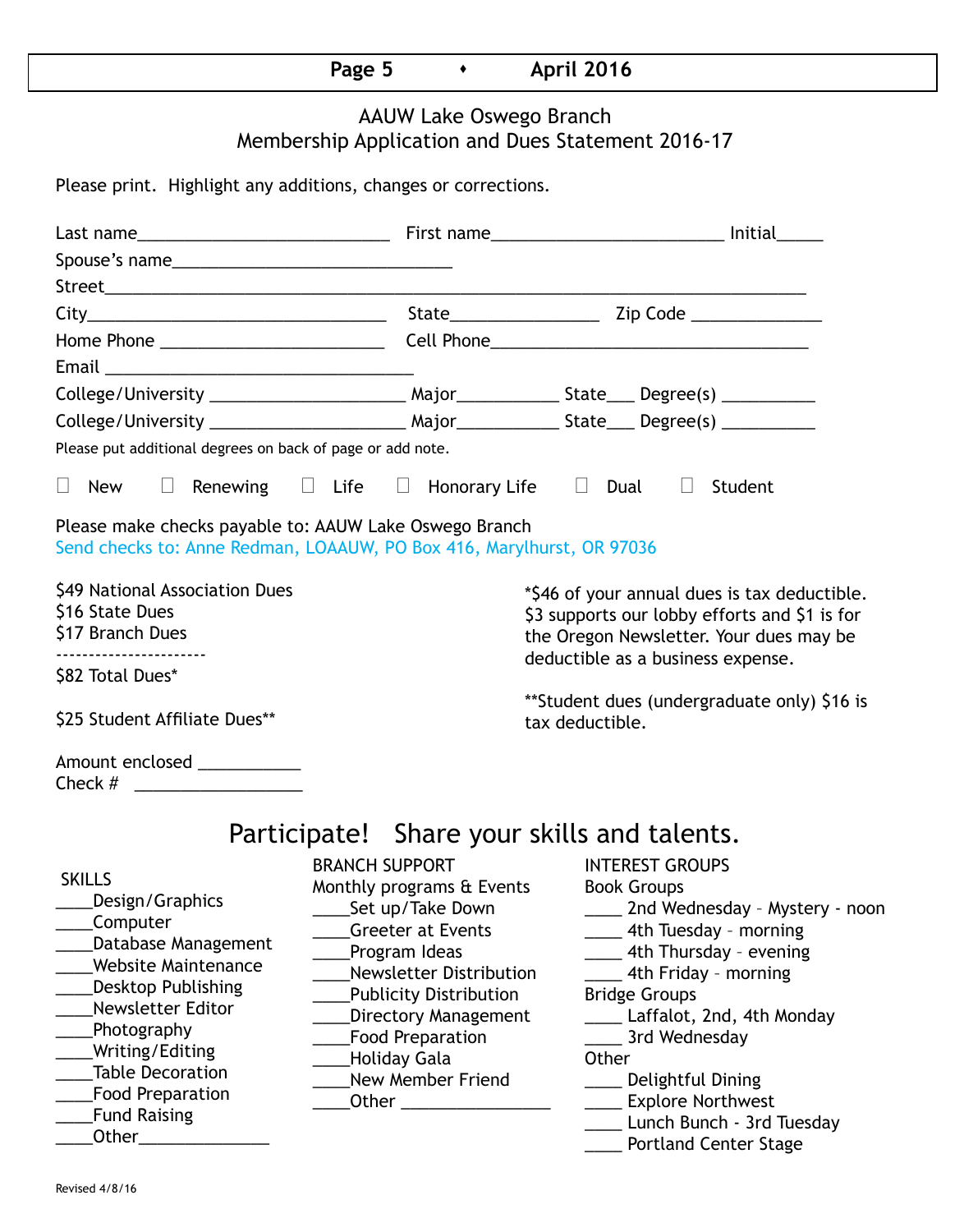## AAUW Lake Oswego Branch
## Membership Application and Dues Statement 2016-17

Please print. Highlight any additions, changes or corrections.

Last name___________________________ First name_________________________ Initial_____

Spouse's name______________________________

Street___________________________________________________________________________

City_______________________________ State________________ Zip Code ______________

Home Phone ________________________ Cell Phone__________________________________

Email __________________________________

College/University _____________________ Major___________ State___ Degree(s) __________

College/University _____________________ Major___________ State___ Degree(s) __________

Please put additional degrees on back of page or add note.

☐ New ☐ Renewing ☐ Life ☐ Honorary Life ☐ Dual ☐ Student

Please make checks payable to: AAUW Lake Oswego Branch
Send checks to: Anne Redman, LOAAUW, PO Box 416, Marylhurst, OR 97036

$49 National Association Dues
$16 State Dues
$17 Branch Dues
-----------------------
$82 Total Dues*

$25 Student Affiliate Dues**

*$46 of your annual dues is tax deductible. $3 supports our lobby efforts and $1 is for the Oregon Newsletter. Your dues may be deductible as a business expense.

**Student dues (undergraduate only) $16 is tax deductible.

Amount enclosed ___________
Check # __________________

## Participate! Share your skills and talents.

**SKILLS**

____Design/Graphics
____Computer
____Database Management
____Website Maintenance
____Desktop Publishing
____Newsletter Editor
____Photography
____Writing/Editing
____Table Decoration
____Food Preparation
____Fund Raising
____Other______________

**BRANCH SUPPORT**

Monthly programs & Events
____Set up/Take Down
____Greeter at Events
____Program Ideas
____Newsletter Distribution
____Publicity Distribution
____Directory Management
____Food Preparation
____Holiday Gala
____New Member Friend
____Other ________________

**INTEREST GROUPS**

Book Groups
____ 2nd Wednesday – Mystery - noon
____ 4th Tuesday – morning
____ 4th Thursday – evening
____ 4th Friday – morning

Bridge Groups
____ Laffalot, 2nd, 4th Monday
____ 3rd Wednesday

Other
____ Delightful Dining
____ Explore Northwest
____ Lunch Bunch - 3rd Tuesday
____ Portland Center Stage

Revised 4/8/16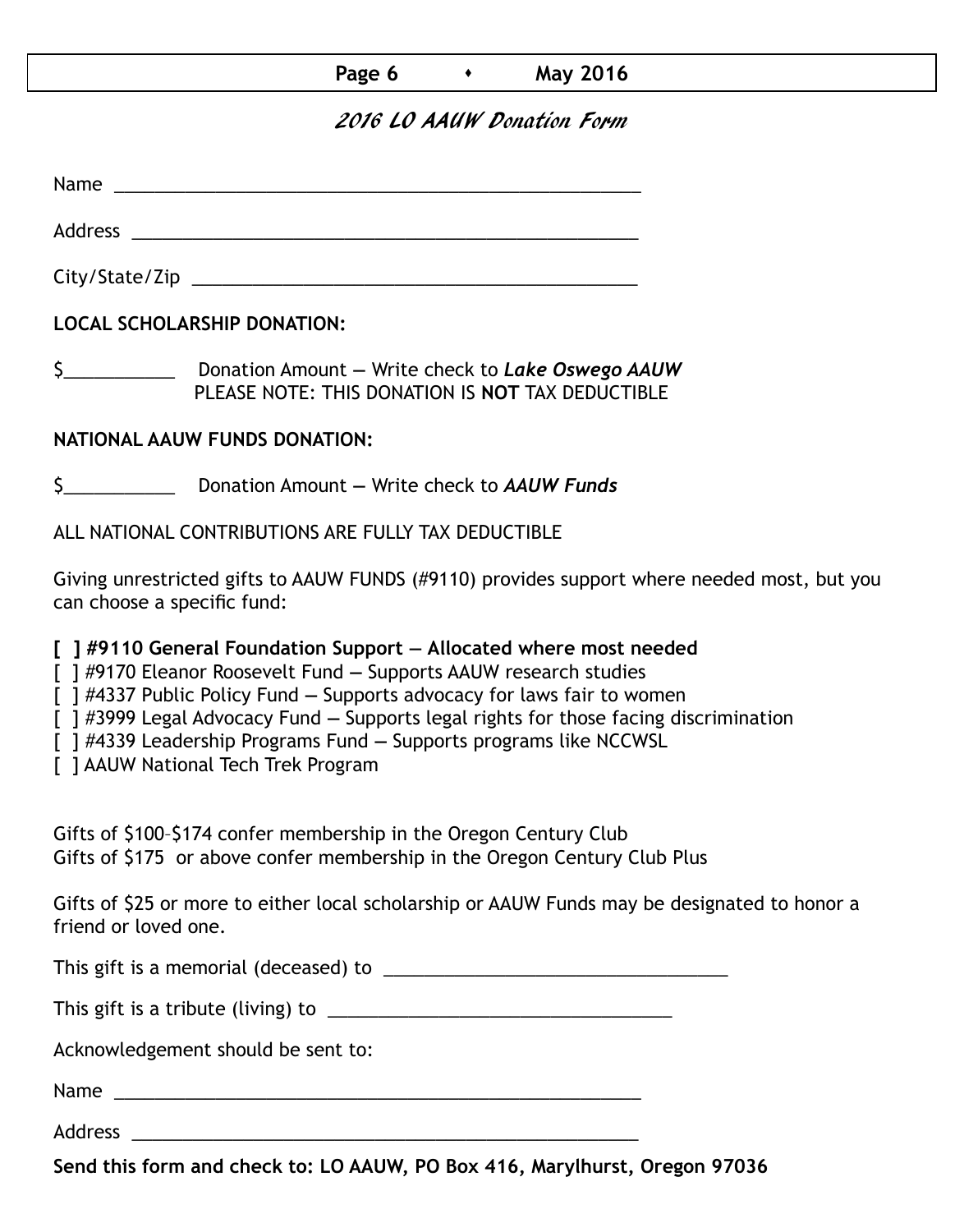## 2016 LO AAUW Donation Form

Name ______________________________________________________

Address ____________________________________________________

City/State/Zip ______________________________________________

**LOCAL SCHOLARSHIP DONATION:**

$___________ Donation Amount — Write check to ***Lake Oswego AAUW***
PLEASE NOTE: THIS DONATION IS **NOT** TAX DEDUCTIBLE

**NATIONAL AAUW FUNDS DONATION:**

$___________ Donation Amount — Write check to ***AAUW Funds***

ALL NATIONAL CONTRIBUTIONS ARE FULLY TAX DEDUCTIBLE

Giving unrestricted gifts to AAUW FUNDS (#9110) provides support where needed most, but you can choose a specific fund:

**[ ] #9110 General Foundation Support — Allocated where most needed**
[ ] #9170 Eleanor Roosevelt Fund — Supports AAUW research studies
[ ] #4337 Public Policy Fund — Supports advocacy for laws fair to women
[ ] #3999 Legal Advocacy Fund — Supports legal rights for those facing discrimination
[ ] #4339 Leadership Programs Fund — Supports programs like NCCWSL
[ ] AAUW National Tech Trek Program

Gifts of $100–$174 confer membership in the Oregon Century Club
Gifts of $175 or above confer membership in the Oregon Century Club Plus

Gifts of $25 or more to either local scholarship or AAUW Funds may be designated to honor a friend or loved one.

This gift is a memorial (deceased) to ___________________________________

This gift is a tribute (living) to ___________________________________

Acknowledgement should be sent to:

Name ______________________________________________________

Address ____________________________________________________

**Send this form and check to: LO AAUW, PO Box 416, Marylhurst, Oregon 97036**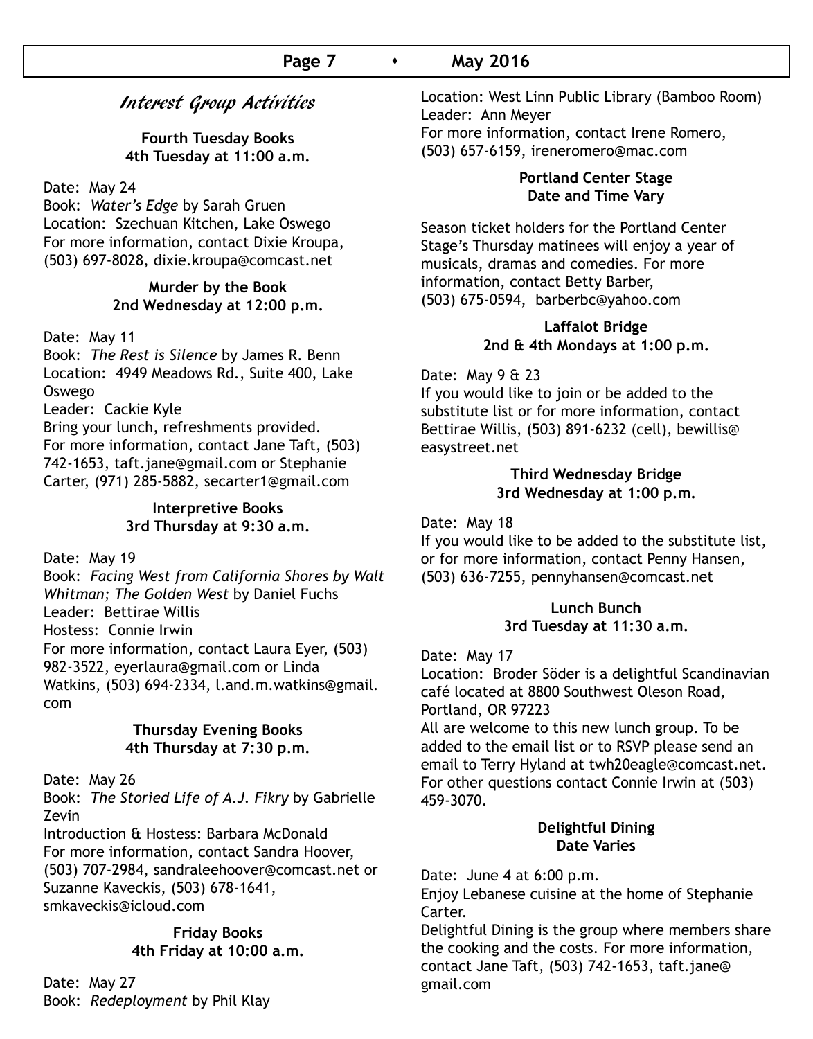# Interest Group Activities

**Fourth Tuesday Books**
**4th Tuesday at 11:00 a.m.**

Date: May 24
Book: *Water's Edge* by Sarah Gruen
Location: Szechuan Kitchen, Lake Oswego
For more information, contact Dixie Kroupa, (503) 697-8028, dixie.kroupa@comcast.net

**Murder by the Book**
**2nd Wednesday at 12:00 p.m.**

Date: May 11
Book: *The Rest is Silence* by James R. Benn
Location: 4949 Meadows Rd., Suite 400, Lake Oswego
Leader: Cackie Kyle
Bring your lunch, refreshments provided.
For more information, contact Jane Taft, (503) 742-1653, taft.jane@gmail.com or Stephanie Carter, (971) 285-5882, secarter1@gmail.com

**Interpretive Books**
**3rd Thursday at 9:30 a.m.**

Date: May 19
Book: *Facing West from California Shores by Walt Whitman; The Golden West* by Daniel Fuchs
Leader: Bettirae Willis
Hostess: Connie Irwin
For more information, contact Laura Eyer, (503) 982-3522, eyerlaura@gmail.com or Linda Watkins, (503) 694-2334, l.and.m.watkins@gmail.com

**Thursday Evening Books**
**4th Thursday at 7:30 p.m.**

Date: May 26
Book: *The Storied Life of A.J. Fikry* by Gabrielle Zevin
Introduction & Hostess: Barbara McDonald
For more information, contact Sandra Hoover, (503) 707-2984, sandraleehoover@comcast.net or Suzanne Kaveckis, (503) 678-1641, smkaveckis@icloud.com

**Friday Books**
**4th Friday at 10:00 a.m.**

Date: May 27
Book: *Redeployment* by Phil Klay
Location: West Linn Public Library (Bamboo Room)
Leader: Ann Meyer
For more information, contact Irene Romero, (503) 657-6159, ireneromero@mac.com

**Portland Center Stage**
**Date and Time Vary**

Season ticket holders for the Portland Center Stage's Thursday matinees will enjoy a year of musicals, dramas and comedies. For more information, contact Betty Barber, (503) 675-0594, barberbc@yahoo.com

**Laffalot Bridge**
**2nd & 4th Mondays at 1:00 p.m.**

Date: May 9 & 23
If you would like to join or be added to the substitute list or for more information, contact Bettirae Willis, (503) 891-6232 (cell), bewillis@easystreet.net

**Third Wednesday Bridge**
**3rd Wednesday at 1:00 p.m.**

Date: May 18
If you would like to be added to the substitute list, or for more information, contact Penny Hansen, (503) 636-7255, pennyhansen@comcast.net

**Lunch Bunch**
**3rd Tuesday at 11:30 a.m.**

Date: May 17
Location: Broder Söder is a delightful Scandinavian café located at 8800 Southwest Oleson Road, Portland, OR 97223
All are welcome to this new lunch group. To be added to the email list or to RSVP please send an email to Terry Hyland at twh20eagle@comcast.net. For other questions contact Connie Irwin at (503) 459-3070.

**Delightful Dining**
**Date Varies**

Date: June 4 at 6:00 p.m.
Enjoy Lebanese cuisine at the home of Stephanie Carter.
Delightful Dining is the group where members share the cooking and the costs. For more information, contact Jane Taft, (503) 742-1653, taft.jane@gmail.com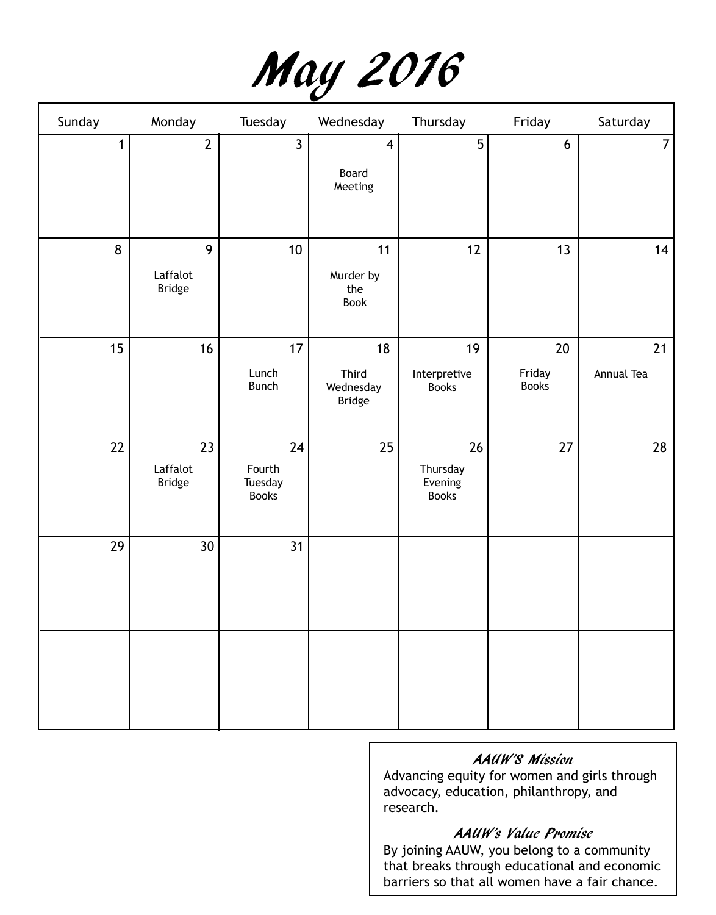# May 2016

| Sunday | Monday | Tuesday | Wednesday | Thursday | Friday | Saturday |
|---|---|---|---|---|---|---|
| 1 | 2 | 3 | 4 Board Meeting | 5 | 6 | 7 |
| 8 | 9 Laffalot Bridge | 10 | 11 Murder by the Book | 12 | 13 | 14 |
| 15 | 16 | 17 Lunch Bunch | 18 Third Wednesday Bridge | 19 Interpretive Books | 20 Friday Books | 21 Annual Tea |
| 22 | 23 Laffalot Bridge | 24 Fourth Tuesday Books | 25 | 26 Thursday Evening Books | 27 | 28 |
| 29 | 30 | 31 | | | | |
| | | | | | | |

***AAUW'S Mission***

Advancing equity for women and girls through advocacy, education, philanthropy, and research.

***AAUW's Value Promise***

By joining AAUW, you belong to a community that breaks through educational and economic barriers so that all women have a fair chance.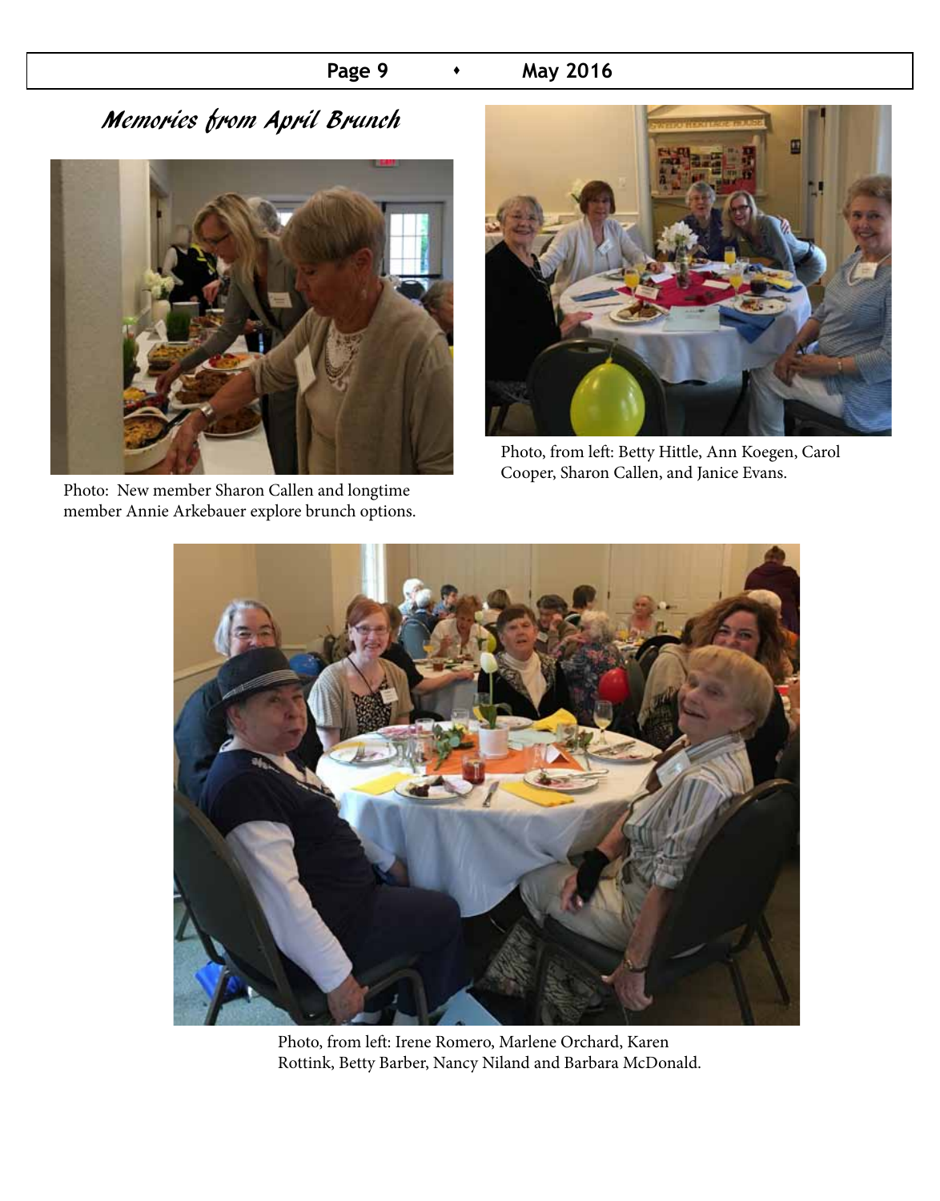# Memories from April Brunch

Photo: New member Sharon Callen and longtime member Annie Arkebauer explore brunch options.

Photo, from left: Betty Hittle, Ann Koegen, Carol Cooper, Sharon Callen, and Janice Evans.

Photo, from left: Irene Romero, Marlene Orchard, Karen Rottink, Betty Barber, Nancy Niland and Barbara McDonald.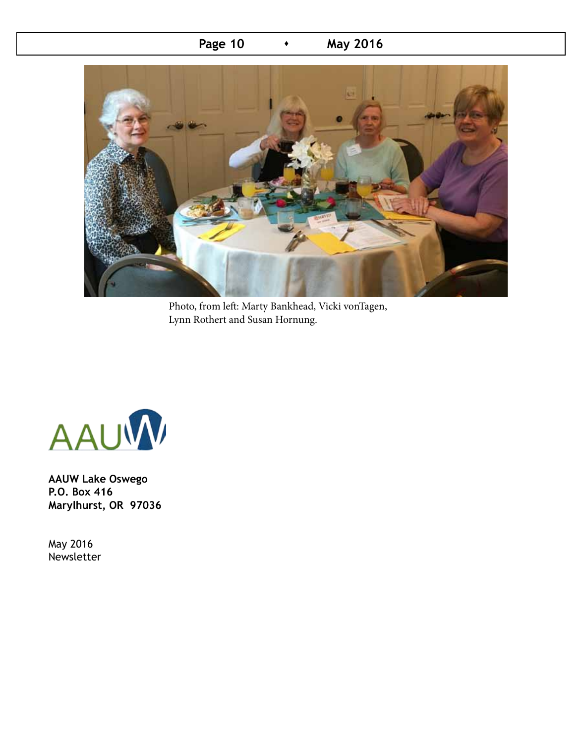Photo, from left: Marty Bankhead, Vicki vonTagen, Lynn Rothert and Susan Hornung.

AAUW

**AAUW Lake Oswego**
**P.O. Box 416**
**Marylhurst, OR 97036**

May 2016
Newsletter